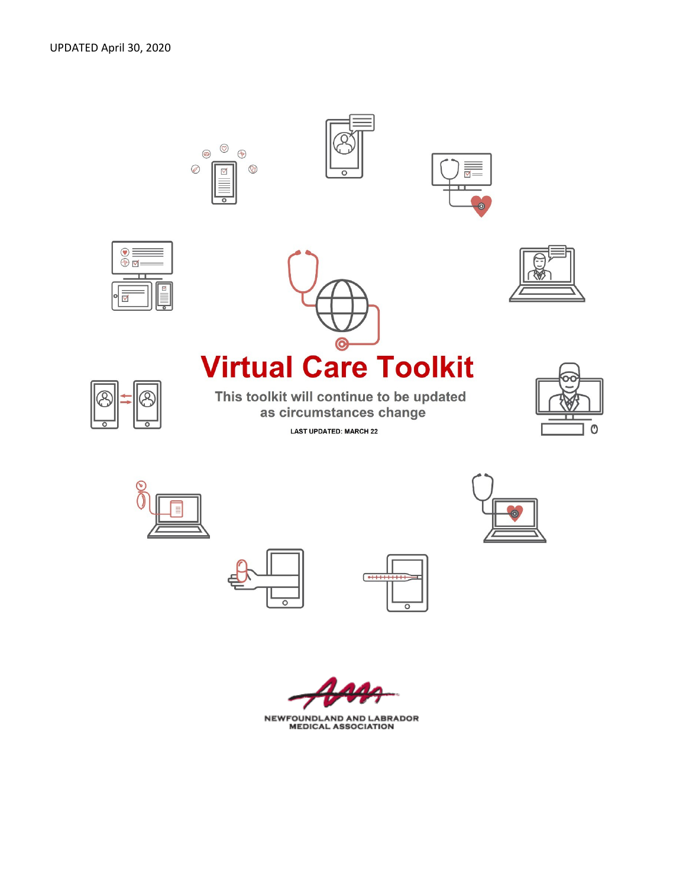UPDATED April 30, 2020

# Virtual Care Toolkit

This toolkit will continue to be updated as circumstances change

LAST UPDATED: MARCH 22

NEWFOUNDLAND AND LABRADOR MEDICAL ASSOCIATION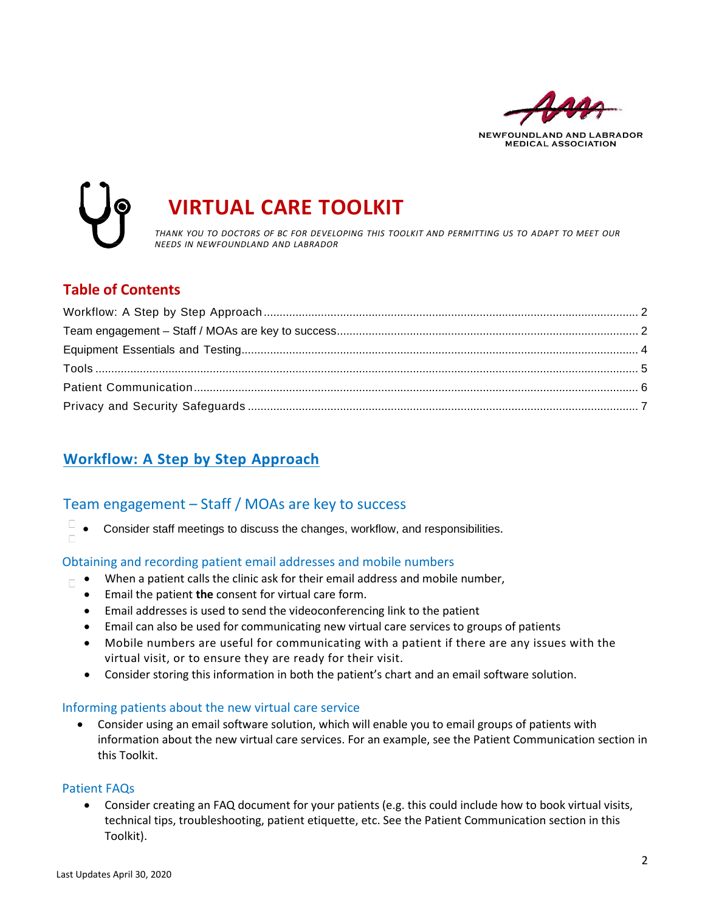NEWFOUNDLAND AND LABRADOR MEDICAL ASSOCIATION

# VIRTUAL CARE TOOLKIT

*THANK YOU TO DOCTORS OF BC FOR DEVELOPING THIS TOOLKIT AND PERMITTING US TO ADAPT TO MEET OUR NEEDS IN NEWFOUNDLAND AND LABRADOR*

## Table of Contents

Workflow: A Step by Step Approach ..... 2
Team engagement – Staff / MOAs are key to success ..... 2
Equipment Essentials and Testing ..... 4
Tools ..... 5
Patient Communication ..... 6
Privacy and Security Safeguards ..... 7

## Workflow: A Step by Step Approach

### Team engagement – Staff / MOAs are key to success

- Consider staff meetings to discuss the changes, workflow, and responsibilities.

#### Obtaining and recording patient email addresses and mobile numbers

- When a patient calls the clinic ask for their email address and mobile number,
- Email the patient **the** consent for virtual care form.
- Email addresses is used to send the videoconferencing link to the patient
- Email can also be used for communicating new virtual care services to groups of patients
- Mobile numbers are useful for communicating with a patient if there are any issues with the virtual visit, or to ensure they are ready for their visit.
- Consider storing this information in both the patient's chart and an email software solution.

#### Informing patients about the new virtual care service

- Consider using an email software solution, which will enable you to email groups of patients with information about the new virtual care services. For an example, see the Patient Communication section in this Toolkit.

#### Patient FAQs

- Consider creating an FAQ document for your patients (e.g. this could include how to book virtual visits, technical tips, troubleshooting, patient etiquette, etc. See the Patient Communication section in this Toolkit).

Last Updates April 30, 2020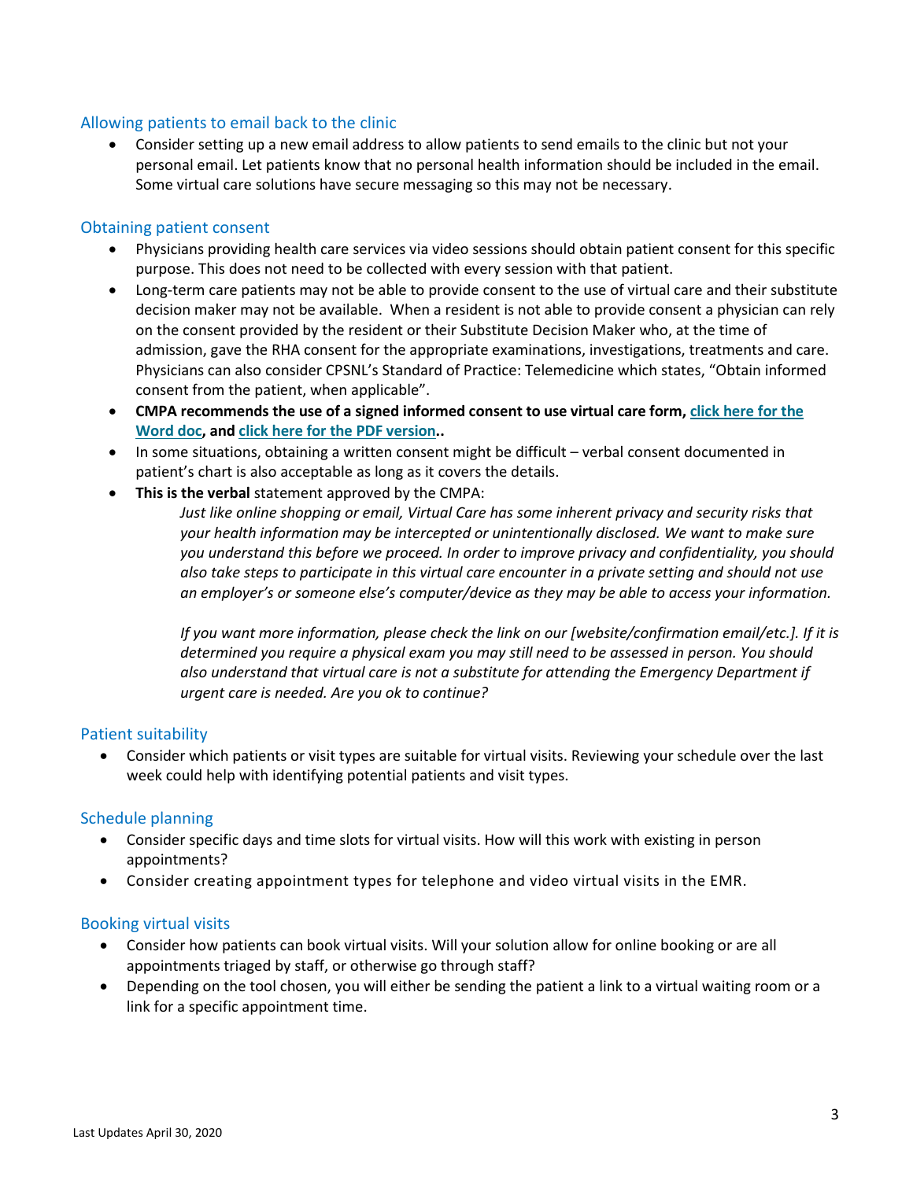### Allowing patients to email back to the clinic

- Consider setting up a new email address to allow patients to send emails to the clinic but not your personal email. Let patients know that no personal health information should be included in the email. Some virtual care solutions have secure messaging so this may not be necessary.

### Obtaining patient consent

- Physicians providing health care services via video sessions should obtain patient consent for this specific purpose. This does not need to be collected with every session with that patient.
- Long-term care patients may not be able to provide consent to the use of virtual care and their substitute decision maker may not be available. When a resident is not able to provide consent a physician can rely on the consent provided by the resident or their Substitute Decision Maker who, at the time of admission, gave the RHA consent for the appropriate examinations, investigations, treatments and care. Physicians can also consider CPSNL's Standard of Practice: Telemedicine which states, "Obtain informed consent from the patient, when applicable".
- **CMPA recommends the use of a signed informed consent to use virtual care form, click here for the Word doc, and click here for the PDF version..**
- In some situations, obtaining a written consent might be difficult – verbal consent documented in patient's chart is also acceptable as long as it covers the details.
- **This is the verbal** statement approved by the CMPA:

  *Just like online shopping or email, Virtual Care has some inherent privacy and security risks that your health information may be intercepted or unintentionally disclosed. We want to make sure you understand this before we proceed. In order to improve privacy and confidentiality, you should also take steps to participate in this virtual care encounter in a private setting and should not use an employer's or someone else's computer/device as they may be able to access your information.*

  *If you want more information, please check the link on our [website/confirmation email/etc.]. If it is determined you require a physical exam you may still need to be assessed in person. You should also understand that virtual care is not a substitute for attending the Emergency Department if urgent care is needed. Are you ok to continue?*

### Patient suitability

- Consider which patients or visit types are suitable for virtual visits. Reviewing your schedule over the last week could help with identifying potential patients and visit types.

### Schedule planning

- Consider specific days and time slots for virtual visits. How will this work with existing in person appointments?
- Consider creating appointment types for telephone and video virtual visits in the EMR.

### Booking virtual visits

- Consider how patients can book virtual visits. Will your solution allow for online booking or are all appointments triaged by staff, or otherwise go through staff?
- Depending on the tool chosen, you will either be sending the patient a link to a virtual waiting room or a link for a specific appointment time.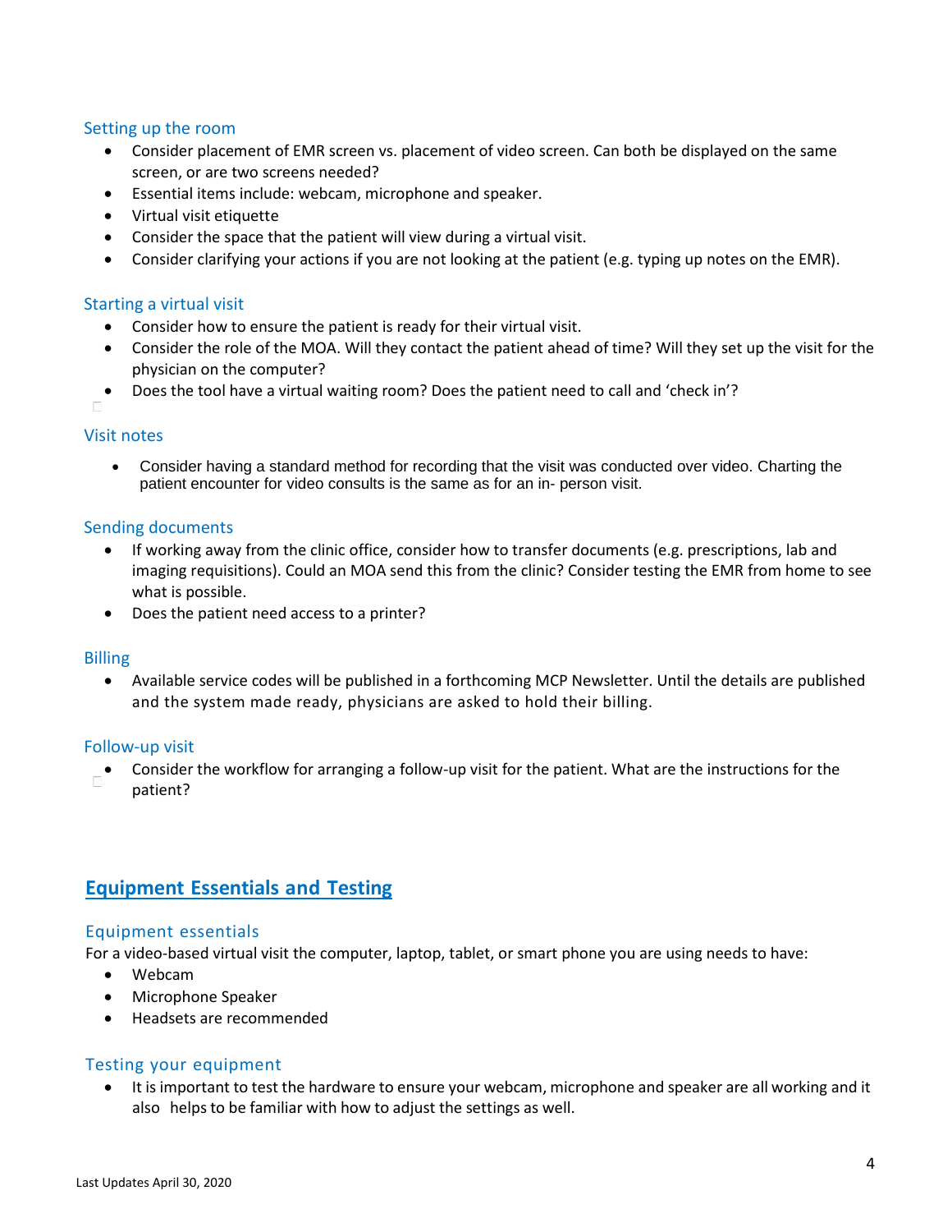### Setting up the room

- Consider placement of EMR screen vs. placement of video screen. Can both be displayed on the same screen, or are two screens needed?
- Essential items include: webcam, microphone and speaker.
- Virtual visit etiquette
- Consider the space that the patient will view during a virtual visit.
- Consider clarifying your actions if you are not looking at the patient (e.g. typing up notes on the EMR).

### Starting a virtual visit

- Consider how to ensure the patient is ready for their virtual visit.
- Consider the role of the MOA. Will they contact the patient ahead of time? Will they set up the visit for the physician on the computer?
- Does the tool have a virtual waiting room? Does the patient need to call and 'check in'?

### Visit notes

- Consider having a standard method for recording that the visit was conducted over video. Charting the patient encounter for video consults is the same as for an in- person visit.

### Sending documents

- If working away from the clinic office, consider how to transfer documents (e.g. prescriptions, lab and imaging requisitions). Could an MOA send this from the clinic? Consider testing the EMR from home to see what is possible.
- Does the patient need access to a printer?

### Billing

- Available service codes will be published in a forthcoming MCP Newsletter. Until the details are published and the system made ready, physicians are asked to hold their billing.

### Follow-up visit

- Consider the workflow for arranging a follow-up visit for the patient. What are the instructions for the patient?

## Equipment Essentials and Testing

### Equipment essentials

For a video-based virtual visit the computer, laptop, tablet, or smart phone you are using needs to have:

- Webcam
- Microphone Speaker
- Headsets are recommended

### Testing your equipment

- It is important to test the hardware to ensure your webcam, microphone and speaker are all working and it also helps to be familiar with how to adjust the settings as well.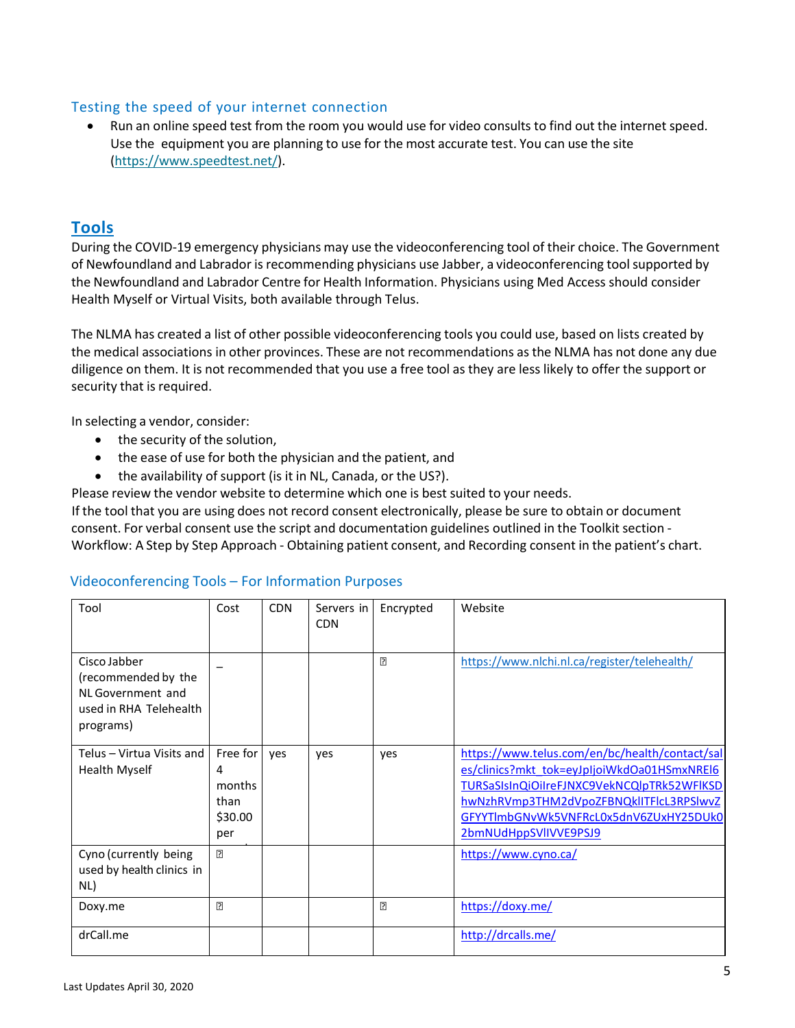### Testing the speed of your internet connection

- Run an online speed test from the room you would use for video consults to find out the internet speed. Use the equipment you are planning to use for the most accurate test. You can use the site (https://www.speedtest.net/).

## Tools

During the COVID-19 emergency physicians may use the videoconferencing tool of their choice. The Government of Newfoundland and Labrador is recommending physicians use Jabber, a videoconferencing tool supported by the Newfoundland and Labrador Centre for Health Information. Physicians using Med Access should consider Health Myself or Virtual Visits, both available through Telus.

The NLMA has created a list of other possible videoconferencing tools you could use, based on lists created by the medical associations in other provinces. These are not recommendations as the NLMA has not done any due diligence on them. It is not recommended that you use a free tool as they are less likely to offer the support or security that is required.

In selecting a vendor, consider:

- the security of the solution,
- the ease of use for both the physician and the patient, and
- the availability of support (is it in NL, Canada, or the US?).

Please review the vendor website to determine which one is best suited to your needs.
If the tool that you are using does not record consent electronically, please be sure to obtain or document consent. For verbal consent use the script and documentation guidelines outlined in the Toolkit section - Workflow: A Step by Step Approach - Obtaining patient consent, and Recording consent in the patient's chart.

### Videoconferencing Tools – For Information Purposes

| Tool | Cost | CDN | Servers in CDN | Encrypted | Website |
|---|---|---|---|---|---|
| Cisco Jabber (recommended by the NL Government and used in RHA Telehealth programs) | – | | | ✓ | https://www.nlchi.nl.ca/register/telehealth/ |
| Telus – Virtua Visits and Health Myself | Free for 4 months than $30.00 per | yes | yes | yes | https://www.telus.com/en/bc/health/contact/sales/clinics?mkt_tok=eyJpIjoiWkdOa01HSmxNREl6TURSaSIsInQiOiIreFJNXC9VekNCQlpTRk52WFlKSDhwNzhRVmp3THM2dVpoZFBNQklITFlcL3RPSlwvZGFYYTlmbGNvWk5VNFRcL0x5dnV6ZUxHY25DUk02bmNUdHppSVlIVVE9PSJ9 |
| Cyno (currently being used by health clinics in NL) | ✓ | | | | https://www.cyno.ca/ |
| Doxy.me | ✓ | | | ✓ | https://doxy.me/ |
| drCall.me | | | | | http://drcalls.me/ |

Last Updates April 30, 2020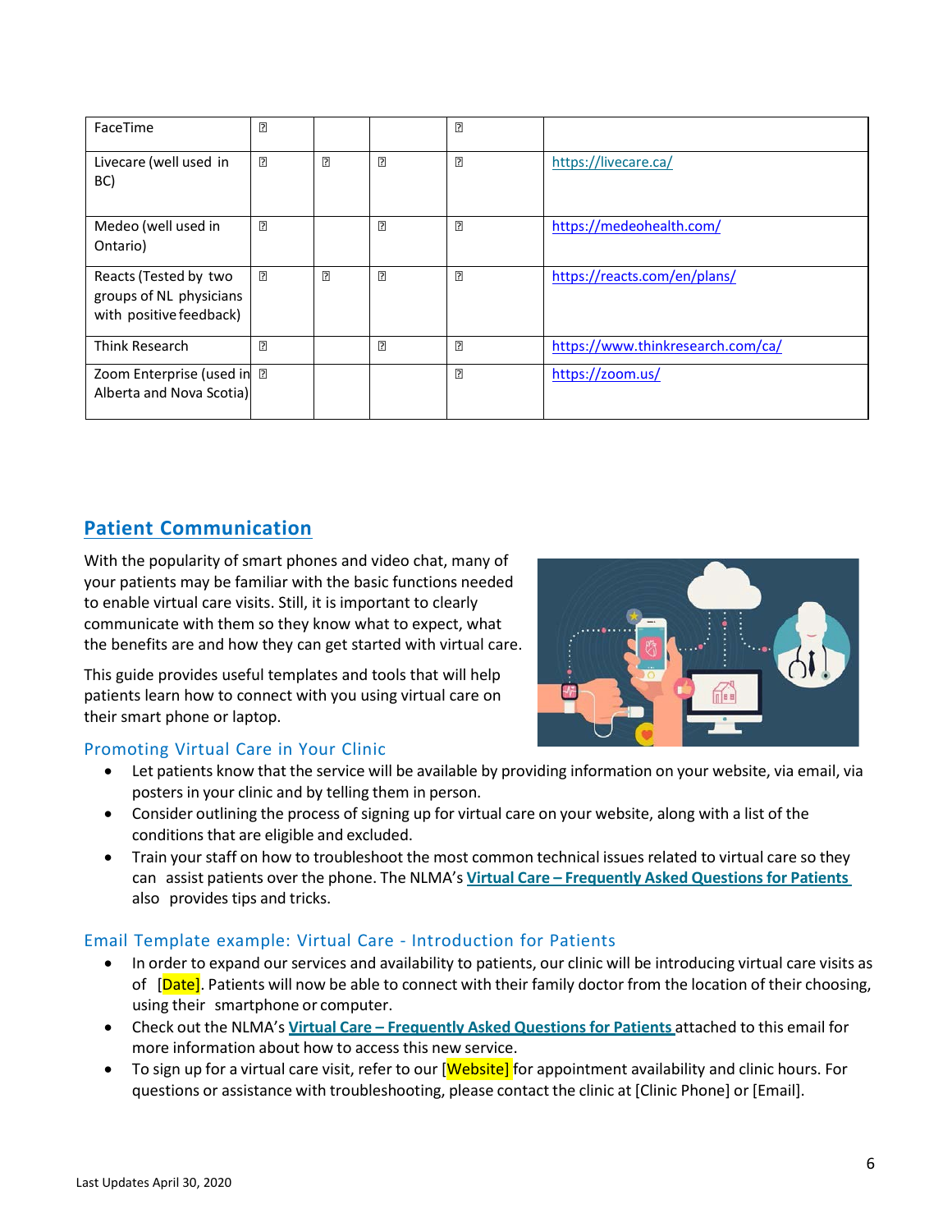| FaceTime | ✓ | | | ✓ | |
|---|---|---|---|---|---|
| Livecare (well used in BC) | ✓ | ✓ | ✓ | ✓ | https://livecare.ca/ |
| Medeo (well used in Ontario) | ✓ | | ✓ | ✓ | https://medeohealth.com/ |
| Reacts (Tested by two groups of NL physicians with positive feedback) | ✓ | ✓ | ✓ | ✓ | https://reacts.com/en/plans/ |
| Think Research | ✓ | | ✓ | ✓ | https://www.thinkresearch.com/ca/ |
| Zoom Enterprise (used in Alberta and Nova Scotia) | ✓ | | | ✓ | https://zoom.us/ |

## Patient Communication

With the popularity of smart phones and video chat, many of your patients may be familiar with the basic functions needed to enable virtual care visits. Still, it is important to clearly communicate with them so they know what to expect, what the benefits are and how they can get started with virtual care.

This guide provides useful templates and tools that will help patients learn how to connect with you using virtual care on their smart phone or laptop.

### Promoting Virtual Care in Your Clinic

- Let patients know that the service will be available by providing information on your website, via email, via posters in your clinic and by telling them in person.
- Consider outlining the process of signing up for virtual care on your website, along with a list of the conditions that are eligible and excluded.
- Train your staff on how to troubleshoot the most common technical issues related to virtual care so they can assist patients over the phone. The NLMA's **Virtual Care – Frequently Asked Questions for Patients** also provides tips and tricks.

### Email Template example: Virtual Care - Introduction for Patients

- In order to expand our services and availability to patients, our clinic will be introducing virtual care visits as of [Date]. Patients will now be able to connect with their family doctor from the location of their choosing, using their smartphone or computer.
- Check out the NLMA's **Virtual Care – Frequently Asked Questions for Patients** attached to this email for more information about how to access this new service.
- To sign up for a virtual care visit, refer to our [Website] for appointment availability and clinic hours. For questions or assistance with troubleshooting, please contact the clinic at [Clinic Phone] or [Email].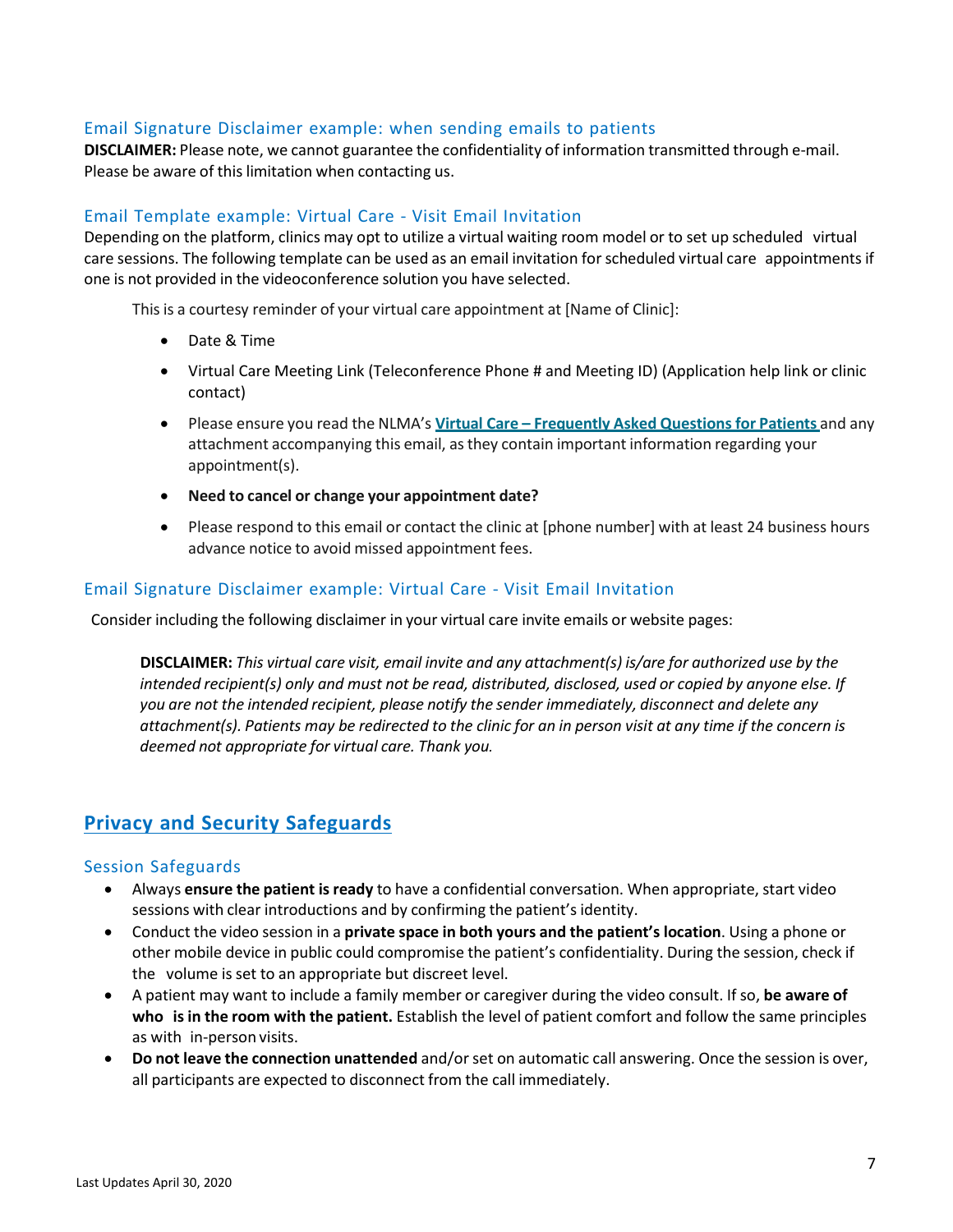### Email Signature Disclaimer example: when sending emails to patients

**DISCLAIMER:** Please note, we cannot guarantee the confidentiality of information transmitted through e-mail. Please be aware of this limitation when contacting us.

### Email Template example: Virtual Care - Visit Email Invitation

Depending on the platform, clinics may opt to utilize a virtual waiting room model or to set up scheduled virtual care sessions. The following template can be used as an email invitation for scheduled virtual care appointments if one is not provided in the videoconference solution you have selected.

> This is a courtesy reminder of your virtual care appointment at [Name of Clinic]:
>
> - Date & Time
> - Virtual Care Meeting Link (Teleconference Phone # and Meeting ID) (Application help link or clinic contact)
> - Please ensure you read the NLMA's **Virtual Care – Frequently Asked Questions for Patients** and any attachment accompanying this email, as they contain important information regarding your appointment(s).
> - **Need to cancel or change your appointment date?**
> - Please respond to this email or contact the clinic at [phone number] with at least 24 business hours advance notice to avoid missed appointment fees.

### Email Signature Disclaimer example: Virtual Care - Visit Email Invitation

Consider including the following disclaimer in your virtual care invite emails or website pages:

> **DISCLAIMER:** *This virtual care visit, email invite and any attachment(s) is/are for authorized use by the intended recipient(s) only and must not be read, distributed, disclosed, used or copied by anyone else. If you are not the intended recipient, please notify the sender immediately, disconnect and delete any attachment(s). Patients may be redirected to the clinic for an in person visit at any time if the concern is deemed not appropriate for virtual care. Thank you.*

## Privacy and Security Safeguards

### Session Safeguards

- Always **ensure the patient is ready** to have a confidential conversation. When appropriate, start video sessions with clear introductions and by confirming the patient's identity.
- Conduct the video session in a **private space in both yours and the patient's location**. Using a phone or other mobile device in public could compromise the patient's confidentiality. During the session, check if the volume is set to an appropriate but discreet level.
- A patient may want to include a family member or caregiver during the video consult. If so, **be aware of who is in the room with the patient.** Establish the level of patient comfort and follow the same principles as with in-person visits.
- **Do not leave the connection unattended** and/or set on automatic call answering. Once the session is over, all participants are expected to disconnect from the call immediately.

Last Updates April 30, 2020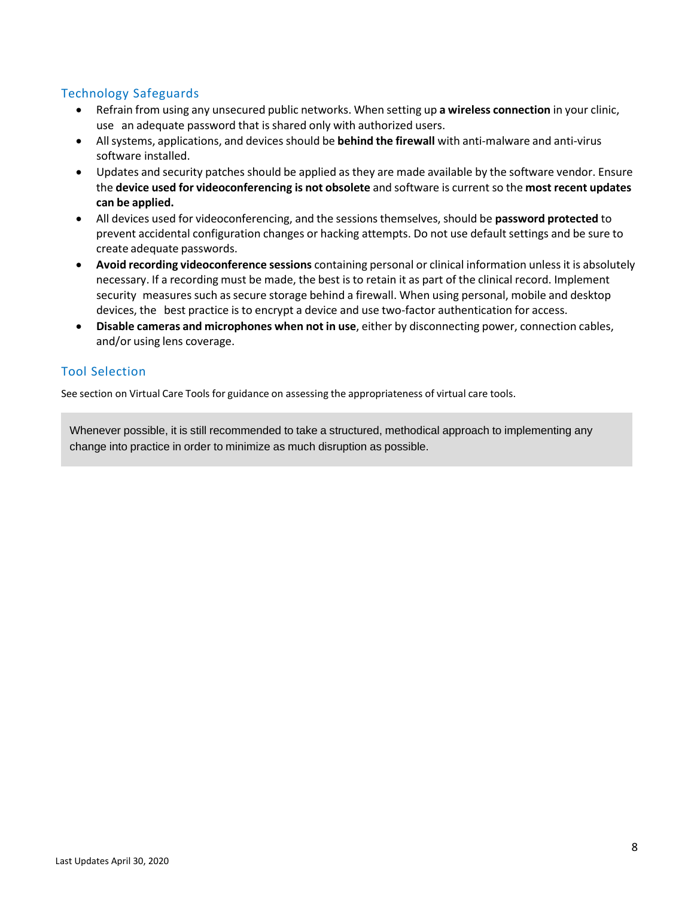## Technology Safeguards

- Refrain from using any unsecured public networks. When setting up **a wireless connection** in your clinic, use an adequate password that is shared only with authorized users.
- All systems, applications, and devices should be **behind the firewall** with anti-malware and anti-virus software installed.
- Updates and security patches should be applied as they are made available by the software vendor. Ensure the **device used for videoconferencing is not obsolete** and software is current so the **most recent updates can be applied.**
- All devices used for videoconferencing, and the sessions themselves, should be **password protected** to prevent accidental configuration changes or hacking attempts. Do not use default settings and be sure to create adequate passwords.
- **Avoid recording videoconference sessions** containing personal or clinical information unless it is absolutely necessary. If a recording must be made, the best is to retain it as part of the clinical record. Implement security measures such as secure storage behind a firewall. When using personal, mobile and desktop devices, the best practice is to encrypt a device and use two-factor authentication for access.
- **Disable cameras and microphones when not in use**, either by disconnecting power, connection cables, and/or using lens coverage.

## Tool Selection

See section on Virtual Care Tools for guidance on assessing the appropriateness of virtual care tools.

Whenever possible, it is still recommended to take a structured, methodical approach to implementing any change into practice in order to minimize as much disruption as possible.

Last Updates April 30, 2020